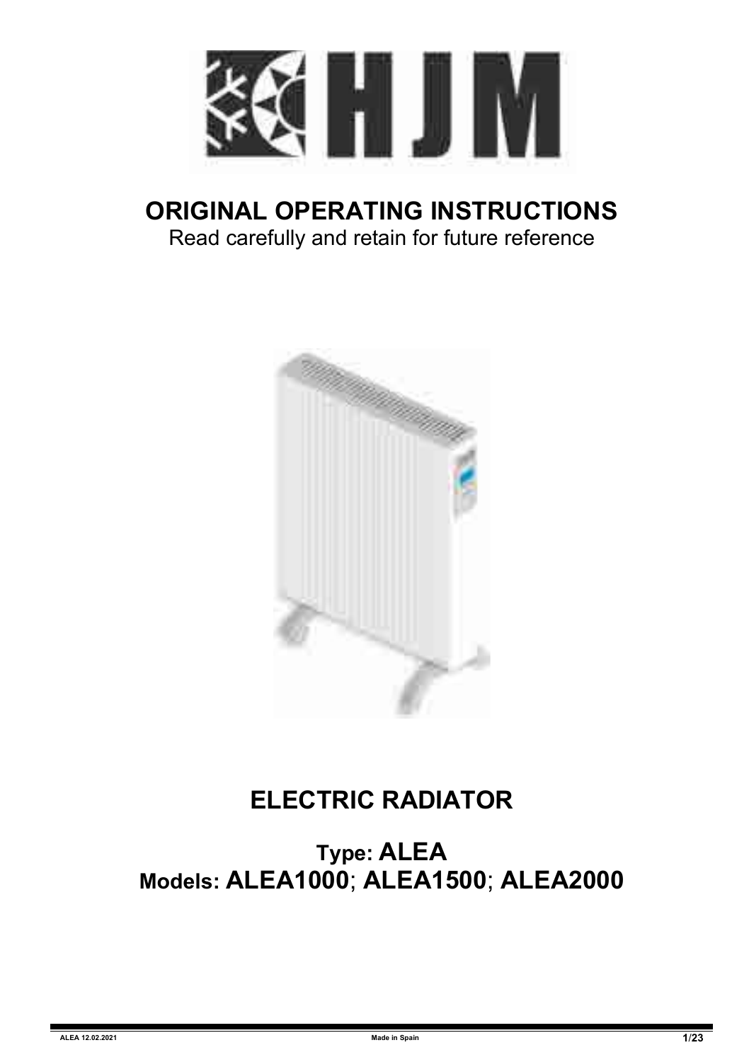# ORIGINAL OPERATING INSTRUCTIONS

Read carefully and retain for future reference

# ELECTRIC RADIATOR

## Type: ALEA

## Models: ALEA1000; ALEA1500; ALEA2000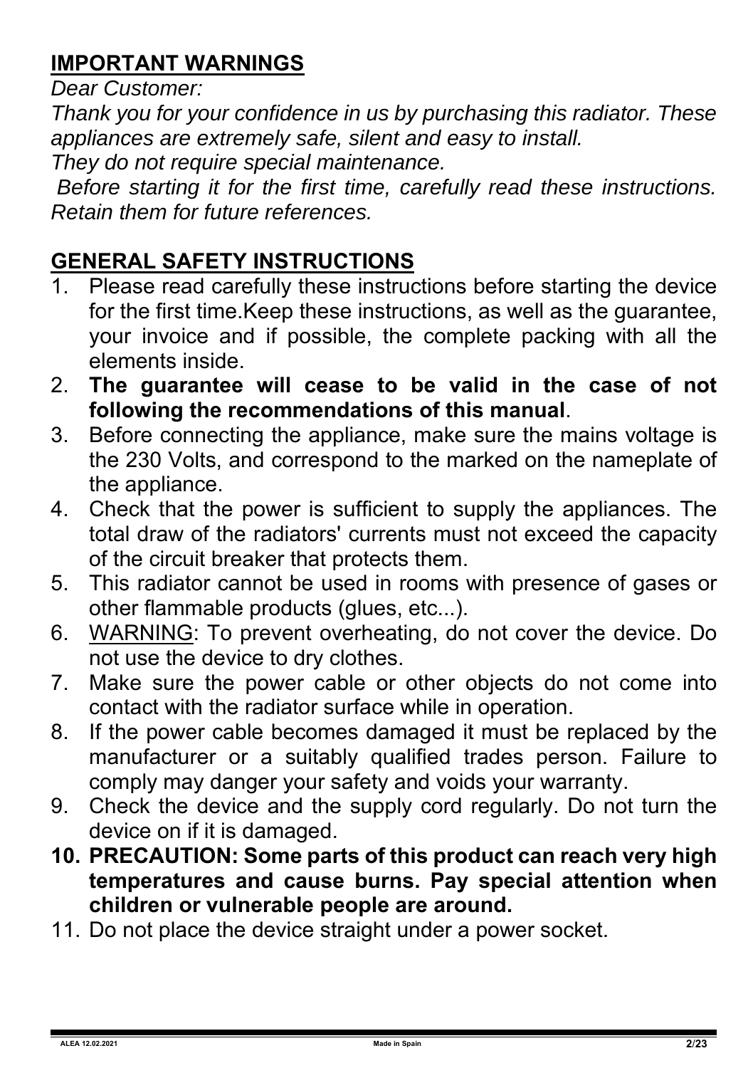## IMPORTANT WARNINGS

*Dear Customer:*

*Thank you for your confidence in us by purchasing this radiator. These appliances are extremely safe, silent and easy to install.*

*They do not require special maintenance.*

*Before starting it for the first time, carefully read these instructions. Retain them for future references.*

## GENERAL SAFETY INSTRUCTIONS

1. Please read carefully these instructions before starting the device for the first time.Keep these instructions, as well as the guarantee, your invoice and if possible, the complete packing with all the elements inside.
2. **The guarantee will cease to be valid in the case of not following the recommendations of this manual**.
3. Before connecting the appliance, make sure the mains voltage is the 230 Volts, and correspond to the marked on the nameplate of the appliance.
4. Check that the power is sufficient to supply the appliances. The total draw of the radiators' currents must not exceed the capacity of the circuit breaker that protects them.
5. This radiator cannot be used in rooms with presence of gases or other flammable products (glues, etc...).
6. <u>WARNING</u>: To prevent overheating, do not cover the device. Do not use the device to dry clothes.
7. Make sure the power cable or other objects do not come into contact with the radiator surface while in operation.
8. If the power cable becomes damaged it must be replaced by the manufacturer or a suitably qualified trades person. Failure to comply may danger your safety and voids your warranty.
9. Check the device and the supply cord regularly. Do not turn the device on if it is damaged.
10. **PRECAUTION: Some parts of this product can reach very high temperatures and cause burns. Pay special attention when children or vulnerable people are around.**
11. Do not place the device straight under a power socket.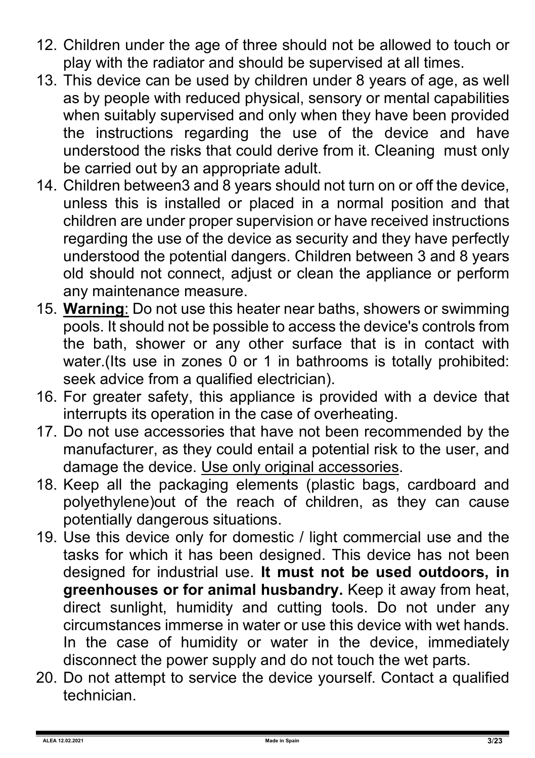12. Children under the age of three should not be allowed to touch or play with the radiator and should be supervised at all times.
13. This device can be used by children under 8 years of age, as well as by people with reduced physical, sensory or mental capabilities when suitably supervised and only when they have been provided the instructions regarding the use of the device and have understood the risks that could derive from it. Cleaning must only be carried out by an appropriate adult.
14. Children between3 and 8 years should not turn on or off the device, unless this is installed or placed in a normal position and that children are under proper supervision or have received instructions regarding the use of the device as security and they have perfectly understood the potential dangers. Children between 3 and 8 years old should not connect, adjust or clean the appliance or perform any maintenance measure.
15. <u>**Warning**</u>: Do not use this heater near baths, showers or swimming pools. It should not be possible to access the device's controls from the bath, shower or any other surface that is in contact with water.(Its use in zones 0 or 1 in bathrooms is totally prohibited: seek advice from a qualified electrician).
16. For greater safety, this appliance is provided with a device that interrupts its operation in the case of overheating.
17. Do not use accessories that have not been recommended by the manufacturer, as they could entail a potential risk to the user, and damage the device. <u>Use only original accessories</u>.
18. Keep all the packaging elements (plastic bags, cardboard and polyethylene)out of the reach of children, as they can cause potentially dangerous situations.
19. Use this device only for domestic / light commercial use and the tasks for which it has been designed. This device has not been designed for industrial use. **It must not be used outdoors, in greenhouses or for animal husbandry.** Keep it away from heat, direct sunlight, humidity and cutting tools. Do not under any circumstances immerse in water or use this device with wet hands. In the case of humidity or water in the device, immediately disconnect the power supply and do not touch the wet parts.
20. Do not attempt to service the device yourself. Contact a qualified technician.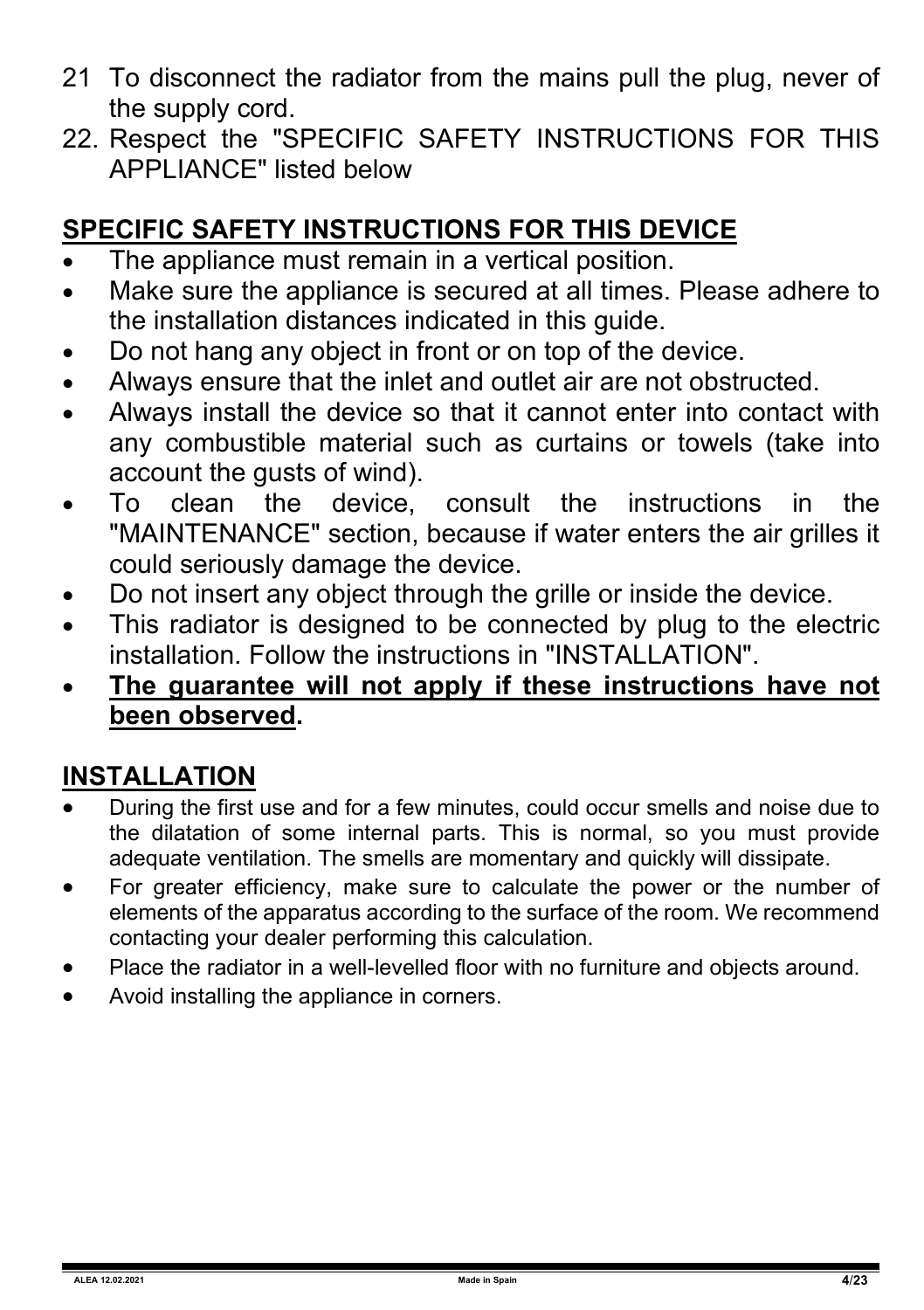21 To disconnect the radiator from the mains pull the plug, never of the supply cord.

22. Respect the "SPECIFIC SAFETY INSTRUCTIONS FOR THIS APPLIANCE" listed below

## SPECIFIC SAFETY INSTRUCTIONS FOR THIS DEVICE

- The appliance must remain in a vertical position.
- Make sure the appliance is secured at all times. Please adhere to the installation distances indicated in this guide.
- Do not hang any object in front or on top of the device.
- Always ensure that the inlet and outlet air are not obstructed.
- Always install the device so that it cannot enter into contact with any combustible material such as curtains or towels (take into account the gusts of wind).
- To clean the device, consult the instructions in the "MAINTENANCE" section, because if water enters the air grilles it could seriously damage the device.
- Do not insert any object through the grille or inside the device.
- This radiator is designed to be connected by plug to the electric installation. Follow the instructions in "INSTALLATION".
- **The guarantee will not apply if these instructions have not been observed.**

## INSTALLATION

- During the first use and for a few minutes, could occur smells and noise due to the dilatation of some internal parts. This is normal, so you must provide adequate ventilation. The smells are momentary and quickly will dissipate.
- For greater efficiency, make sure to calculate the power or the number of elements of the apparatus according to the surface of the room. We recommend contacting your dealer performing this calculation.
- Place the radiator in a well-levelled floor with no furniture and objects around.
- Avoid installing the appliance in corners.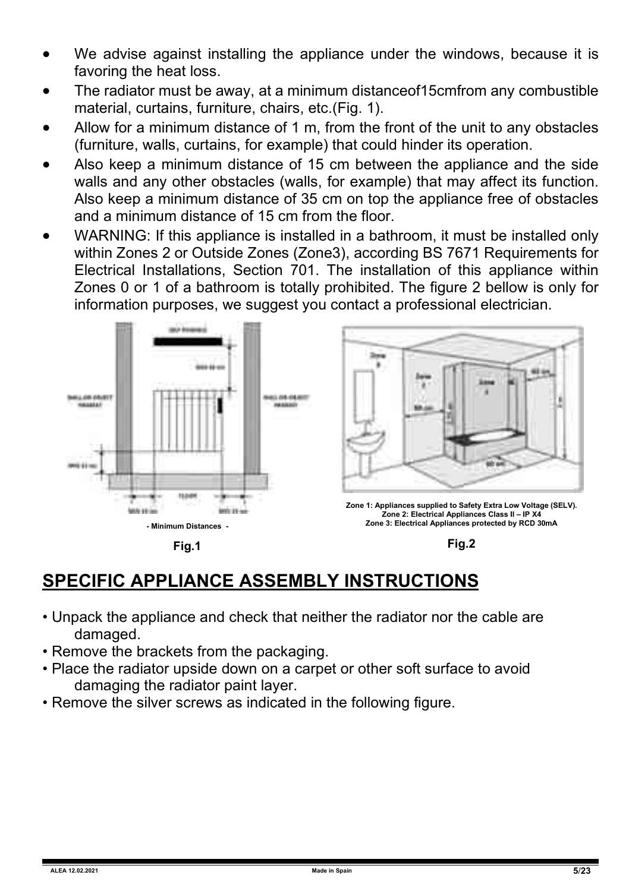- We advise against installing the appliance under the windows, because it is favoring the heat loss.
- The radiator must be away, at a minimum distanceof15cmfrom any combustible material, curtains, furniture, chairs, etc.(Fig. 1).
- Allow for a minimum distance of 1 m, from the front of the unit to any obstacles (furniture, walls, curtains, for example) that could hinder its operation.
- Also keep a minimum distance of 15 cm between the appliance and the side walls and any other obstacles (walls, for example) that may affect its function. Also keep a minimum distance of 35 cm on top the appliance free of obstacles and a minimum distance of 15 cm from the floor.
- WARNING: If this appliance is installed in a bathroom, it must be installed only within Zones 2 or Outside Zones (Zone3), according BS 7671 Requirements for Electrical Installations, Section 701. The installation of this appliance within Zones 0 or 1 of a bathroom is totally prohibited. The figure 2 bellow is only for information purposes, we suggest you contact a professional electrician.

\- Minimum Distances -

Fig.1

Zone 1: Appliances supplied to Safety Extra Low Voltage (SELV).
Zone 2: Electrical Appliances Class II – IP X4
Zone 3: Electrical Appliances protected by RCD 30mA

Fig.2

## SPECIFIC APPLIANCE ASSEMBLY INSTRUCTIONS

- Unpack the appliance and check that neither the radiator nor the cable are damaged.
- Remove the brackets from the packaging.
- Place the radiator upside down on a carpet or other soft surface to avoid damaging the radiator paint layer.
- Remove the silver screws as indicated in the following figure.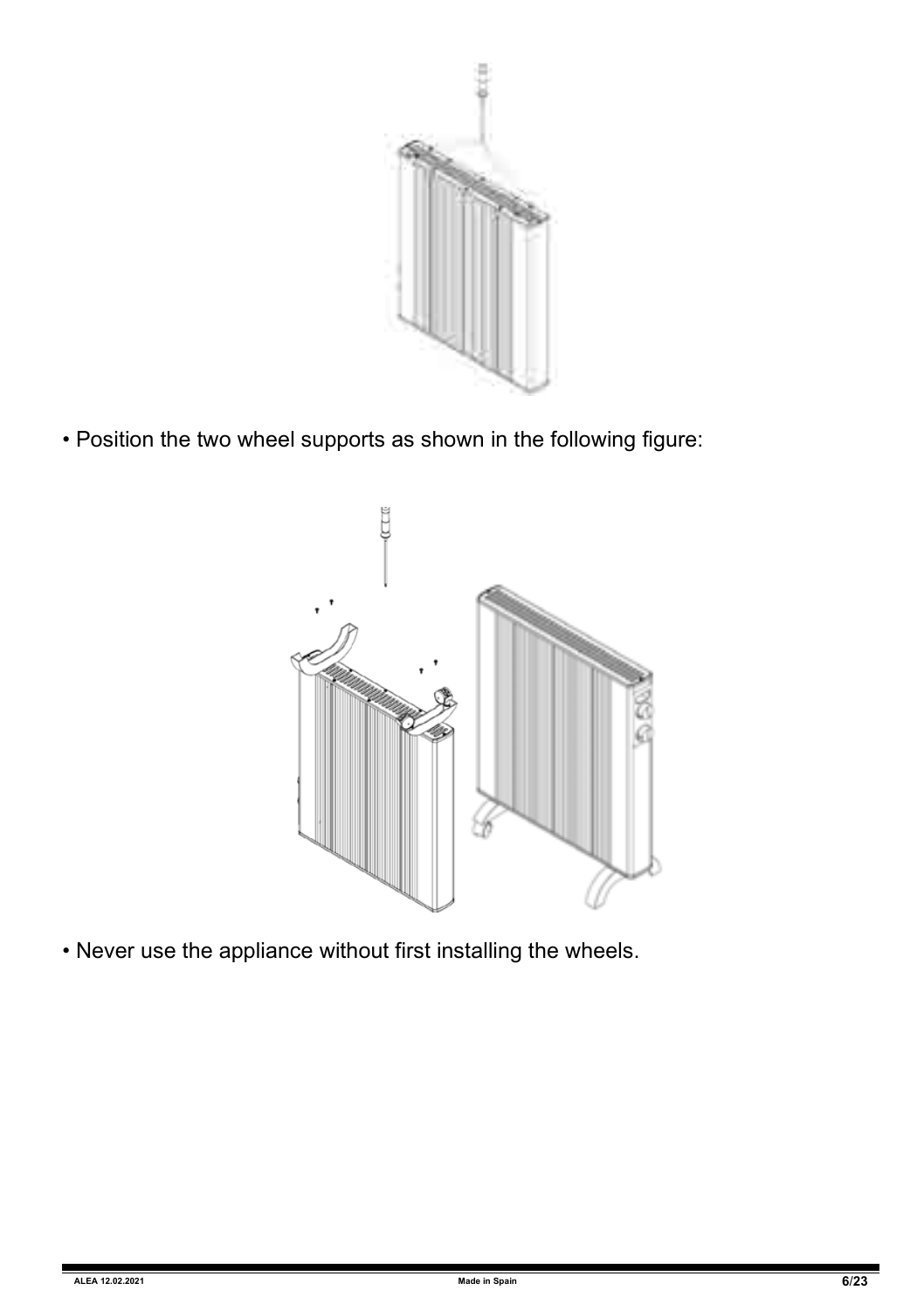• Position the two wheel supports as shown in the following figure:

• Never use the appliance without first installing the wheels.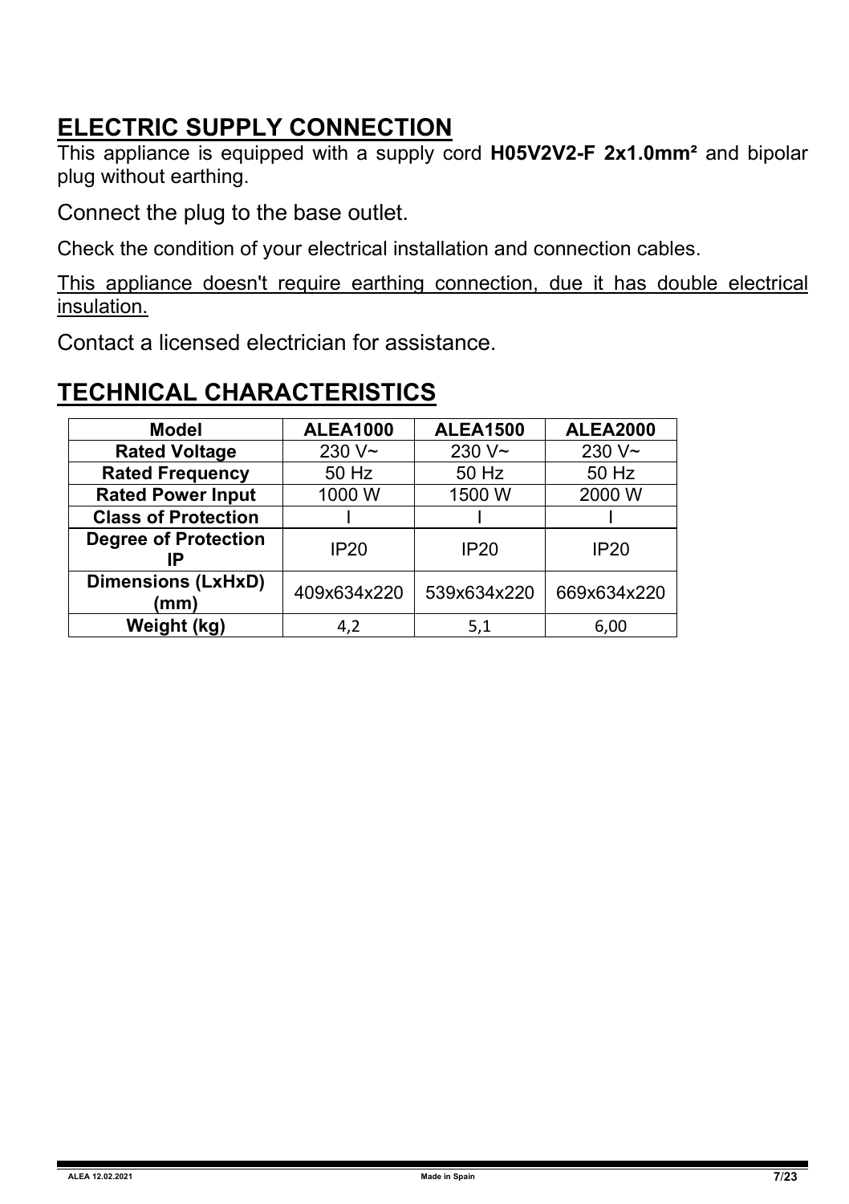## ELECTRIC SUPPLY CONNECTION

This appliance is equipped with a supply cord **H05V2V2-F 2x1.0mm²** and bipolar plug without earthing.

Connect the plug to the base outlet.

Check the condition of your electrical installation and connection cables.

This appliance doesn't require earthing connection, due it has double electrical insulation.

Contact a licensed electrician for assistance.

## TECHNICAL CHARACTERISTICS

| Model | ALEA1000 | ALEA1500 | ALEA2000 |
|---|---|---|---|
| **Rated Voltage** | 230 V~ | 230 V~ | 230 V~ |
| **Rated Frequency** | 50 Hz | 50 Hz | 50 Hz |
| **Rated Power Input** | 1000 W | 1500 W | 2000 W |
| **Class of Protection** | I | I | I |
| **Degree of Protection IP** | IP20 | IP20 | IP20 |
| **Dimensions (LxHxD) (mm)** | 409x634x220 | 539x634x220 | 669x634x220 |
| **Weight (kg)** | 4,2 | 5,1 | 6,00 |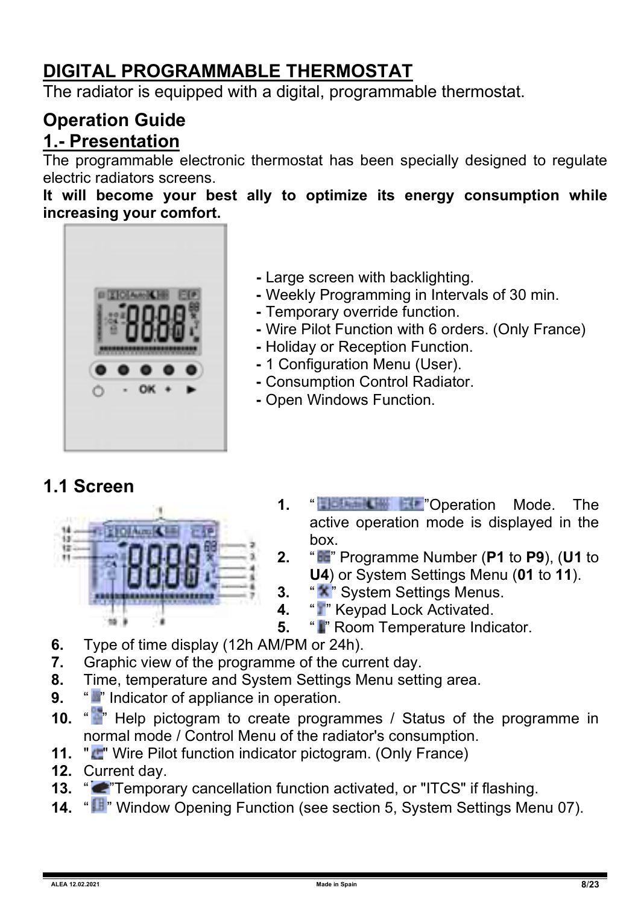# DIGITAL PROGRAMMABLE THERMOSTAT

The radiator is equipped with a digital, programmable thermostat.

## Operation Guide

## 1.- Presentation

The programmable electronic thermostat has been specially designed to regulate electric radiators screens.

**It will become your best ally to optimize its energy consumption while increasing your comfort.**

- Large screen with backlighting.
- Weekly Programming in Intervals of 30 min.
- Temporary override function.
- Wire Pilot Function with 6 orders. (Only France)
- Holiday or Reception Function.
- 1 Configuration Menu (User).
- Consumption Control Radiator.
- Open Windows Function.

## 1.1 Screen

1. " " Operation Mode. The active operation mode is displayed in the box.
2. " " Programme Number (**P1** to **P9**), (**U1** to **U4**) or System Settings Menu (**01** to **11**).
3. " " System Settings Menus.
4. " " Keypad Lock Activated.
5. " " Room Temperature Indicator.
6. Type of time display (12h AM/PM or 24h).
7. Graphic view of the programme of the current day.
8. Time, temperature and System Settings Menu setting area.
9. " " Indicator of appliance in operation.
10. " " Help pictogram to create programmes / Status of the programme in normal mode / Control Menu of the radiator's consumption.
11. " " Wire Pilot function indicator pictogram. (Only France)
12. Current day.
13. " "Temporary cancellation function activated, or "ITCS" if flashing.
14. " " Window Opening Function (see section 5, System Settings Menu 07).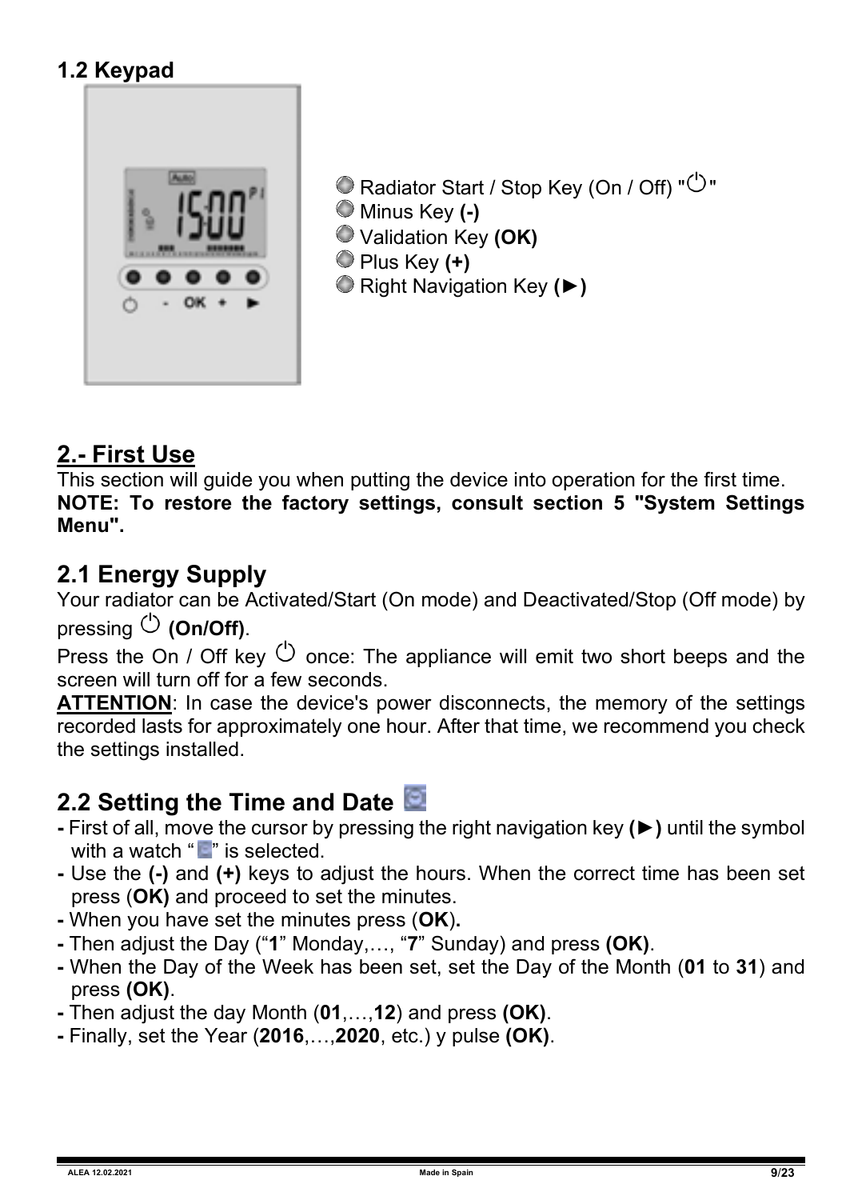### 1.2 Keypad

- Radiator Start / Stop Key (On / Off) "⏻"
- Minus Key **(-)**
- Validation Key **(OK)**
- Plus Key **(+)**
- Right Navigation Key **(►)**

## 2.- First Use

This section will guide you when putting the device into operation for the first time.
**NOTE: To restore the factory settings, consult section 5 "System Settings Menu".**

### 2.1 Energy Supply

Your radiator can be Activated/Start (On mode) and Deactivated/Stop (Off mode) by pressing ⏻ **(On/Off)**.

Press the On / Off key ⏻ once: The appliance will emit two short beeps and the screen will turn off for a few seconds.

**ATTENTION**: In case the device's power disconnects, the memory of the settings recorded lasts for approximately one hour. After that time, we recommend you check the settings installed.

### 2.2 Setting the Time and Date

- First of all, move the cursor by pressing the right navigation key **(►)** until the symbol with a watch "" is selected.
- Use the **(-)** and **(+)** keys to adjust the hours. When the correct time has been set press (**OK)** and proceed to set the minutes.
- When you have set the minutes press (**OK**)**.**
- Then adjust the Day ("**1**" Monday,…, "**7**" Sunday) and press **(OK)**.
- When the Day of the Week has been set, set the Day of the Month (**01** to **31**) and press **(OK)**.
- Then adjust the day Month (**01**,…,**12**) and press **(OK)**.
- Finally, set the Year (**2016**,…,**2020**, etc.) y pulse **(OK)**.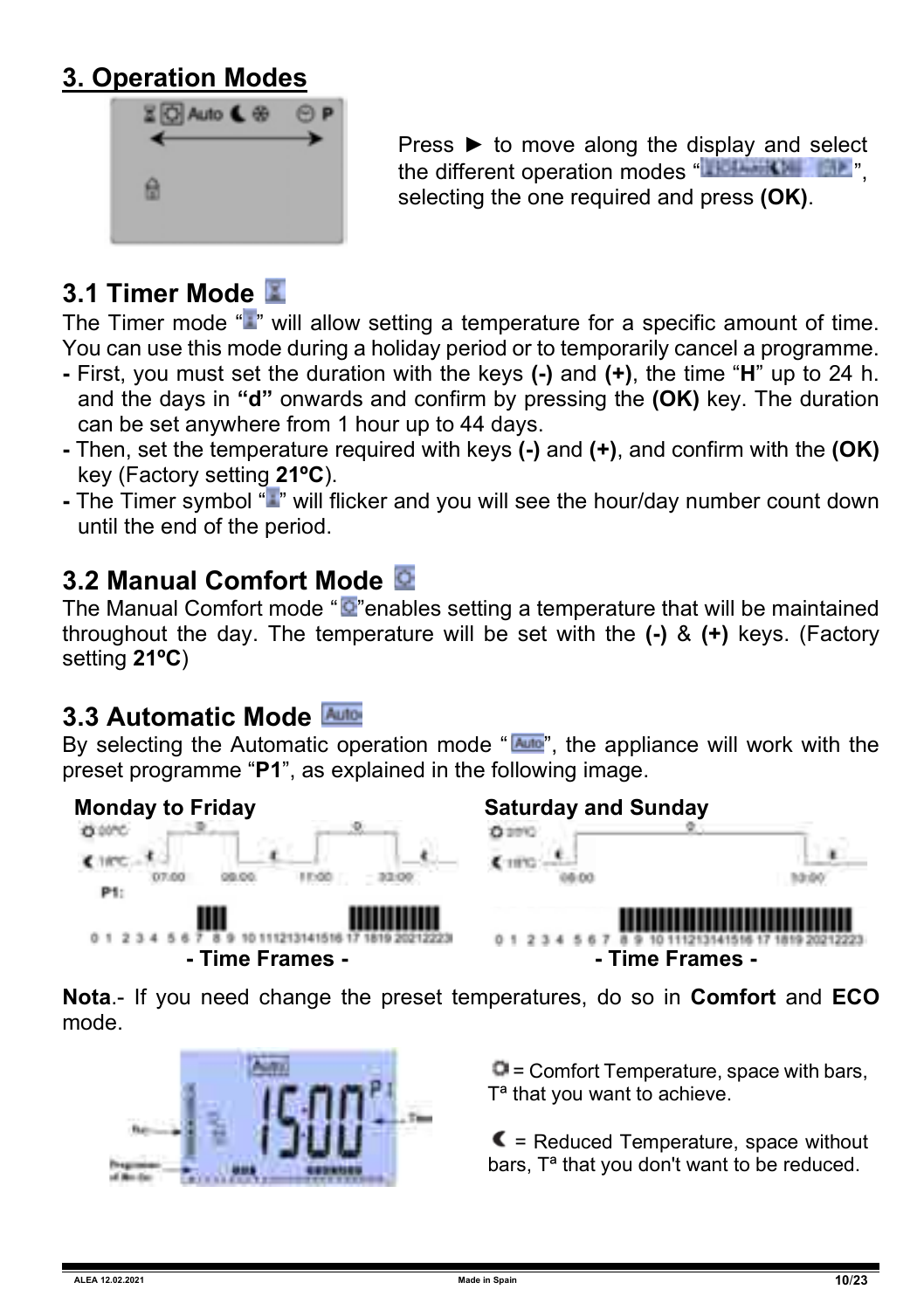## 3. Operation Modes

Press ► to move along the display and select the different operation modes "", selecting the one required and press **(OK)**.

## 3.1 Timer Mode

The Timer mode "" will allow setting a temperature for a specific amount of time. You can use this mode during a holiday period or to temporarily cancel a programme.

- First, you must set the duration with the keys **(-)** and **(+)**, the time "**H**" up to 24 h. and the days in **"d"** onwards and confirm by pressing the **(OK)** key. The duration can be set anywhere from 1 hour up to 44 days.
- Then, set the temperature required with keys **(-)** and **(+)**, and confirm with the **(OK)** key (Factory setting **21ºC**).
- The Timer symbol "" will flicker and you will see the hour/day number count down until the end of the period.

## 3.2 Manual Comfort Mode

The Manual Comfort mode ""enables setting a temperature that will be maintained throughout the day. The temperature will be set with the **(-)** & **(+)** keys. (Factory setting **21ºC**)

## 3.3 Automatic Mode

By selecting the Automatic operation mode "Auto", the appliance will work with the preset programme "**P1**", as explained in the following image.

**Monday to Friday**

- Time Frames -

**Saturday and Sunday**

- Time Frames -

**Nota**.- If you need change the preset temperatures, do so in **Comfort** and **ECO** mode.

= Comfort Temperature, space with bars, Tª that you want to achieve.

= Reduced Temperature, space without bars, Tª that you don't want to be reduced.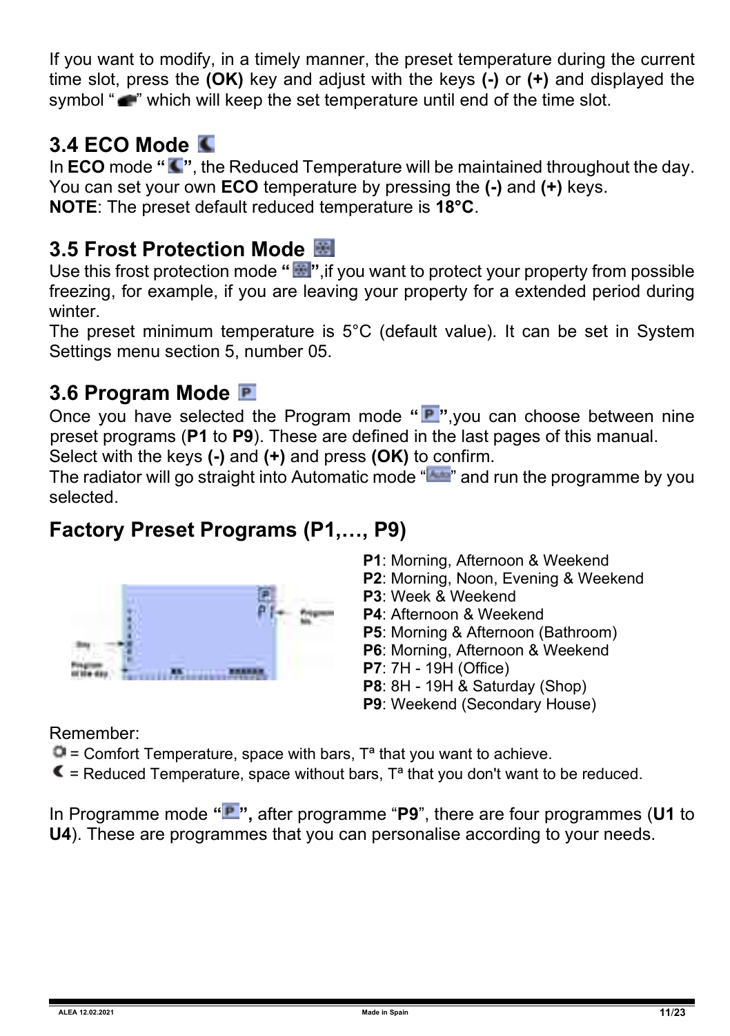If you want to modify, in a timely manner, the preset temperature during the current time slot, press the **(OK)** key and adjust with the keys **(-)** or **(+)** and displayed the symbol "" which will keep the set temperature until end of the time slot.

## 3.4 ECO Mode

In **ECO** mode **""**, the Reduced Temperature will be maintained throughout the day. You can set your own **ECO** temperature by pressing the **(-)** and **(+)** keys.

**NOTE**: The preset default reduced temperature is **18°C**.

## 3.5 Frost Protection Mode

Use this frost protection mode **""**,if you want to protect your property from possible freezing, for example, if you are leaving your property for a extended period during winter.

The preset minimum temperature is 5°C (default value). It can be set in System Settings menu section 5, number 05.

## 3.6 Program Mode

Once you have selected the Program mode **""**,you can choose between nine preset programs (**P1** to **P9**). These are defined in the last pages of this manual.

Select with the keys **(-)** and **(+)** and press **(OK)** to confirm.

The radiator will go straight into Automatic mode "" and run the programme by you selected.

## Factory Preset Programs (P1,…, P9)

- **P1**: Morning, Afternoon & Weekend
- **P2**: Morning, Noon, Evening & Weekend
- **P3**: Week & Weekend
- **P4**: Afternoon & Weekend
- **P5**: Morning & Afternoon (Bathroom)
- **P6**: Morning, Afternoon & Weekend
- **P7**: 7H - 19H (Office)
- **P8**: 8H - 19H & Saturday (Shop)
- **P9**: Weekend (Secondary House)

Remember:

- = Comfort Temperature, space with bars, Tª that you want to achieve.
- = Reduced Temperature, space without bars, Tª that you don't want to be reduced.

In Programme mode **"",** after programme "**P9**", there are four programmes (**U1** to **U4**). These are programmes that you can personalise according to your needs.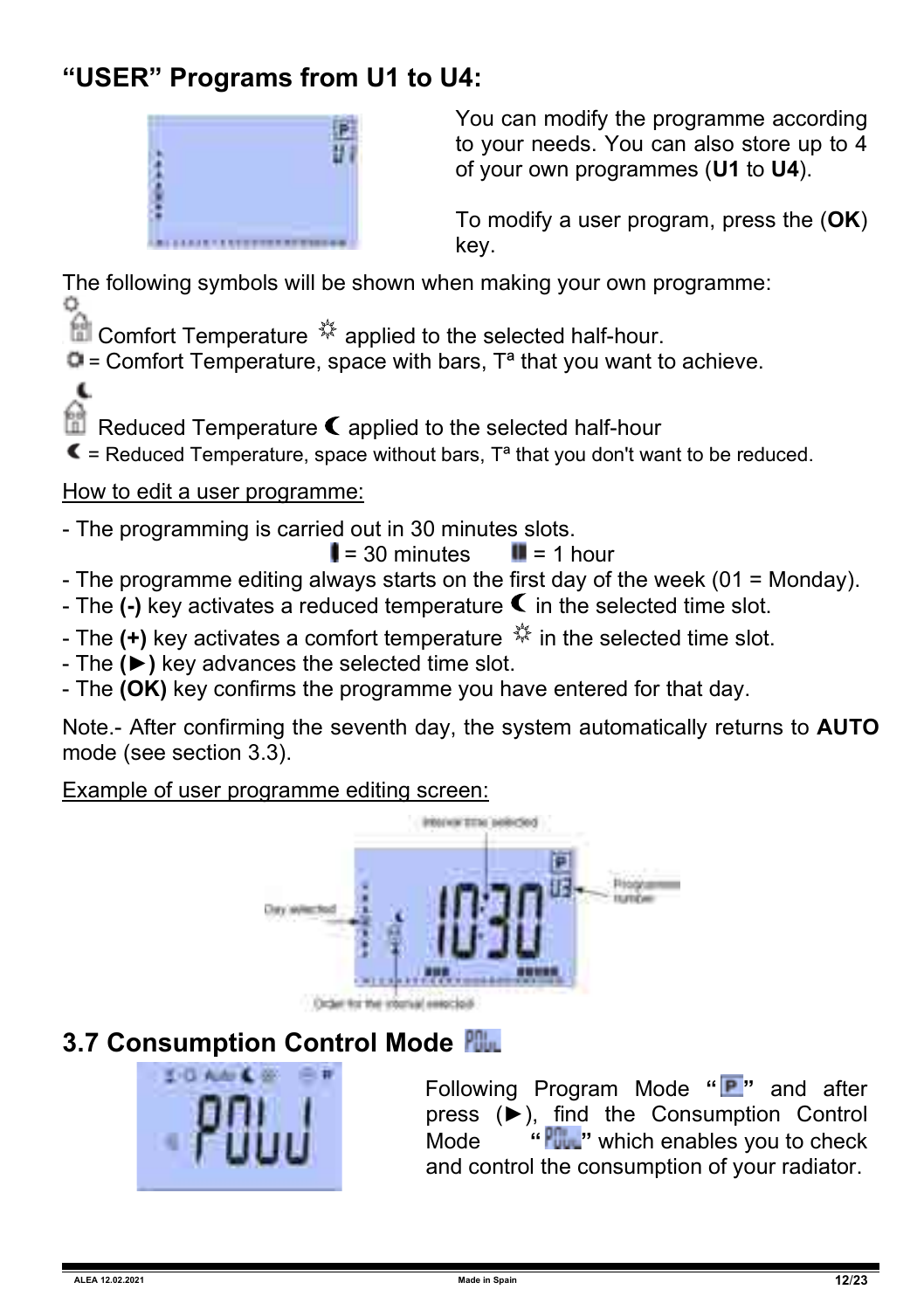## "USER" Programs from U1 to U4:

You can modify the programme according to your needs. You can also store up to 4 of your own programmes (**U1** to **U4**).

To modify a user program, press the (**OK**) key.

The following symbols will be shown when making your own programme:

Comfort Temperature ☼ applied to the selected half-hour.

☼ = Comfort Temperature, space with bars, Tª that you want to achieve.

Reduced Temperature ☾ applied to the selected half-hour

☾ = Reduced Temperature, space without bars, Tª that you don't want to be reduced.

How to edit a user programme:

- The programming is carried out in 30 minutes slots.
  ▮ = 30 minutes ▮▮ = 1 hour
- The programme editing always starts on the first day of the week (01 = Monday).
- The **(-)** key activates a reduced temperature ☾ in the selected time slot.
- The **(+)** key activates a comfort temperature ☼ in the selected time slot.
- The **(►)** key advances the selected time slot.
- The **(OK)** key confirms the programme you have entered for that day.

Note.- After confirming the seventh day, the system automatically returns to **AUTO** mode (see section 3.3).

Example of user programme editing screen:

Interval time selected

Day selected

Programme number

Order for the interval selected

## 3.7 Consumption Control Mode POW

Following Program Mode "P" and after press (►), find the Consumption Control Mode "POW" which enables you to check and control the consumption of your radiator.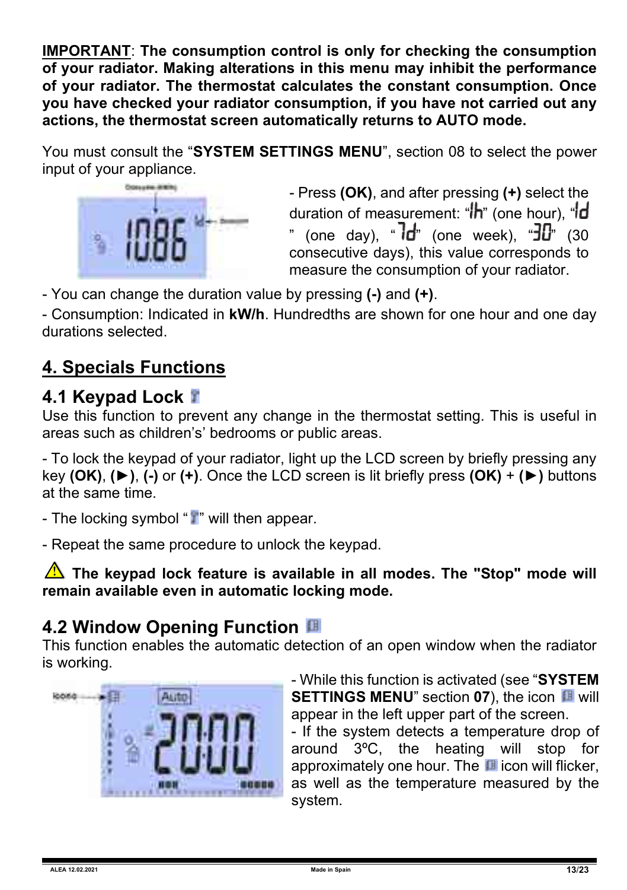**IMPORTANT**: **The consumption control is only for checking the consumption of your radiator. Making alterations in this menu may inhibit the performance of your radiator. The thermostat calculates the constant consumption. Once you have checked your radiator consumption, if you have not carried out any actions, the thermostat screen automatically returns to AUTO mode.**

You must consult the "**SYSTEM SETTINGS MENU**", section 08 to select the power input of your appliance.

- Press **(OK)**, and after pressing **(+)** select the duration of measurement: "1h" (one hour), "1d" (one day), "7d" (one week), "30" (30 consecutive days), this value corresponds to measure the consumption of your radiator.

- You can change the duration value by pressing **(-)** and **(+)**.

- Consumption: Indicated in **kW/h**. Hundredths are shown for one hour and one day durations selected.

## 4. Specials Functions

### 4.1 Keypad Lock

Use this function to prevent any change in the thermostat setting. This is useful in areas such as children's' bedrooms or public areas.

- To lock the keypad of your radiator, light up the LCD screen by briefly pressing any key **(OK)**, **(►)**, **(-)** or **(+)**. Once the LCD screen is lit briefly press **(OK)** + **(►)** buttons at the same time.

- The locking symbol " " will then appear.

- Repeat the same procedure to unlock the keypad.

⚠ **The keypad lock feature is available in all modes. The "Stop" mode will remain available even in automatic locking mode.**

### 4.2 Window Opening Function

This function enables the automatic detection of an open window when the radiator is working.

- While this function is activated (see "**SYSTEM SETTINGS MENU**" section **07**), the icon will appear in the left upper part of the screen.
- If the system detects a temperature drop of around 3ºC, the heating will stop for approximately one hour. The icon will flicker, as well as the temperature measured by the system.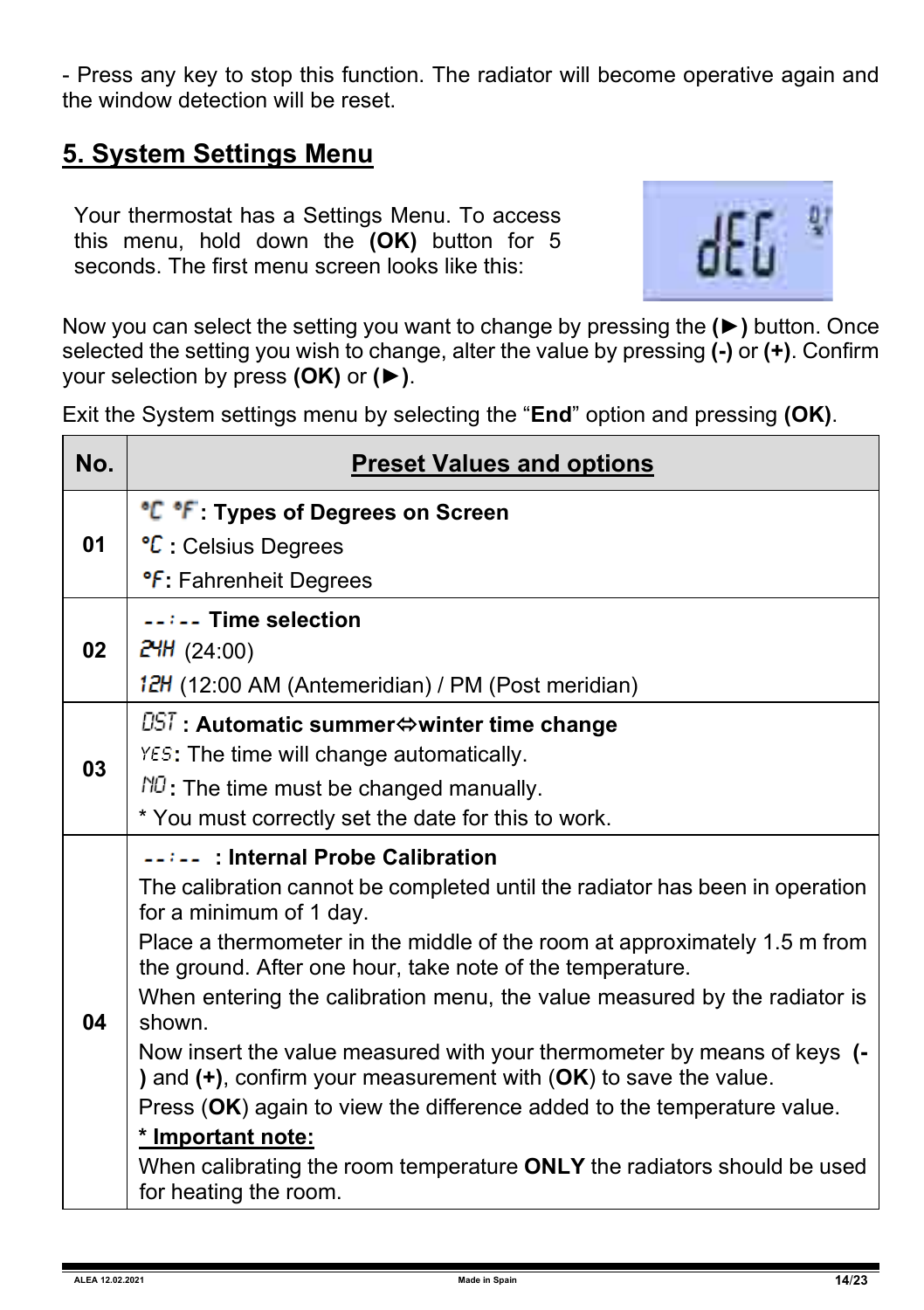- Press any key to stop this function. The radiator will become operative again and the window detection will be reset.

## 5. System Settings Menu

Your thermostat has a Settings Menu. To access this menu, hold down the **(OK)** button for 5 seconds. The first menu screen looks like this:

Now you can select the setting you want to change by pressing the **(►)** button. Once selected the setting you wish to change, alter the value by pressing **(-)** or **(+)**. Confirm your selection by press **(OK)** or **(►)**.

Exit the System settings menu by selecting the "**End**" option and pressing **(OK)**.

| No. | Preset Values and options |
|---|---|
| 01 | **°C °F: Types of Degrees on Screen**<br>**°C :** Celsius Degrees<br>**°F:** Fahrenheit Degrees |
| 02 | **--:-- Time selection**<br>24H (24:00)<br>12H (12:00 AM (Antemeridian) / PM (Post meridian) |
| 03 | DST **: Automatic summer⇔winter time change**<br>YES**:** The time will change automatically.<br>NO**:** The time must be changed manually.<br>* You must correctly set the date for this to work. |
| 04 | **--:-- : Internal Probe Calibration**<br>The calibration cannot be completed until the radiator has been in operation for a minimum of 1 day.<br>Place a thermometer in the middle of the room at approximately 1.5 m from the ground. After one hour, take note of the temperature.<br>When entering the calibration menu, the value measured by the radiator is shown.<br>Now insert the value measured with your thermometer by means of keys **(-)** and **(+)**, confirm your measurement with (**OK**) to save the value.<br>Press (**OK**) again to view the difference added to the temperature value.<br>**\* Important note:**<br>When calibrating the room temperature **ONLY** the radiators should be used for heating the room. |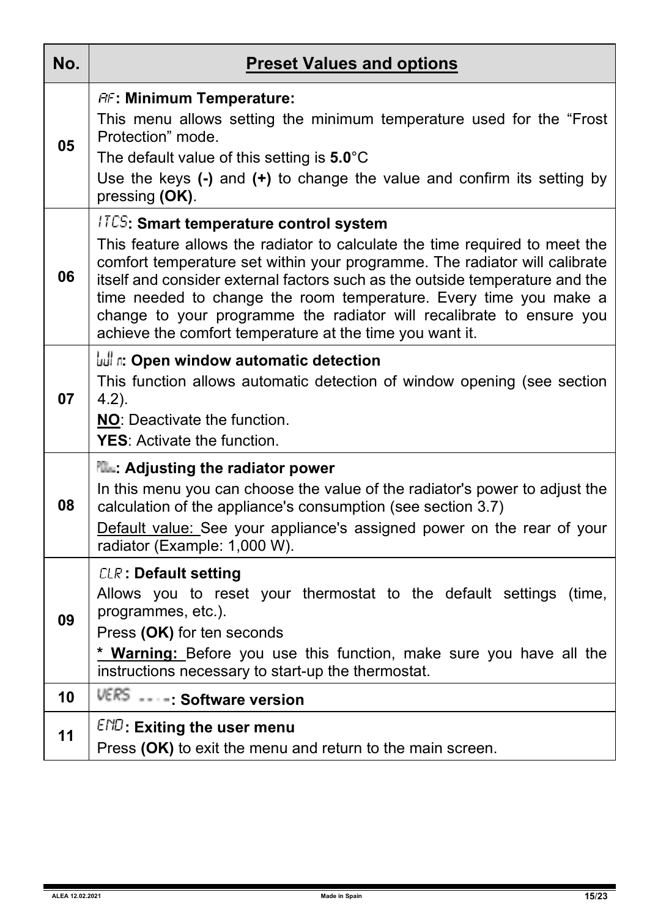| No. | Preset Values and options |
| --- | --- |
| 05 | **AF: Minimum Temperature:**<br>This menu allows setting the minimum temperature used for the "Frost Protection" mode.<br>The default value of this setting is **5.0**°C<br>Use the keys **(-)** and **(+)** to change the value and confirm its setting by pressing **(OK)**. |
| 06 | **ITCS: Smart temperature control system**<br>This feature allows the radiator to calculate the time required to meet the comfort temperature set within your programme. The radiator will calibrate itself and consider external factors such as the outside temperature and the time needed to change the room temperature. Every time you make a change to your programme the radiator will recalibrate to ensure you achieve the comfort temperature at the time you want it. |
| 07 | **WIN: Open window automatic detection**<br>This function allows automatic detection of window opening (see section 4.2).<br>**NO**: Deactivate the function.<br>**YES**: Activate the function. |
| 08 | **POW: Adjusting the radiator power**<br>In this menu you can choose the value of the radiator's power to adjust the calculation of the appliance's consumption (see section 3.7)<br>Default value: See your appliance's assigned power on the rear of your radiator (Example: 1,000 W). |
| 09 | **CLR: Default setting**<br>Allows you to reset your thermostat to the default settings (time, programmes, etc.).<br>Press **(OK)** for ten seconds<br>**\* Warning:** Before you use this function, make sure you have all the instructions necessary to start-up the thermostat. |
| 10 | **VERS - - - -: Software version** |
| 11 | **END: Exiting the user menu**<br>Press **(OK)** to exit the menu and return to the main screen. |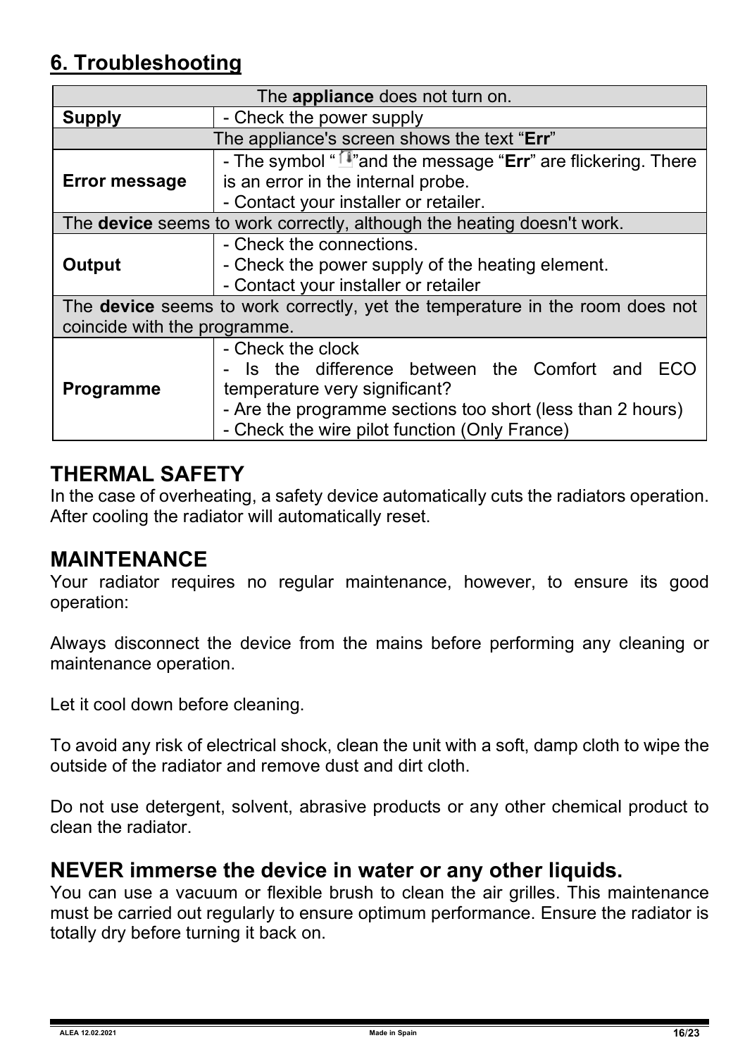## 6. Troubleshooting

| The **appliance** does not turn on. | |
|---|---|
| **Supply** | - Check the power supply |
| The appliance's screen shows the text "**Err**" | |
| **Error message** | - The symbol " "and the message "**Err**" are flickering. There is an error in the internal probe.<br>- Contact your installer or retailer. |
| The **device** seems to work correctly, although the heating doesn't work. | |
| **Output** | - Check the connections.<br>- Check the power supply of the heating element.<br>- Contact your installer or retailer |
| The **device** seems to work correctly, yet the temperature in the room does not coincide with the programme. | |
| **Programme** | - Check the clock<br>- Is the difference between the Comfort and ECO temperature very significant?<br>- Are the programme sections too short (less than 2 hours)<br>- Check the wire pilot function (Only France) |

### THERMAL SAFETY

In the case of overheating, a safety device automatically cuts the radiators operation. After cooling the radiator will automatically reset.

### MAINTENANCE

Your radiator requires no regular maintenance, however, to ensure its good operation:

Always disconnect the device from the mains before performing any cleaning or maintenance operation.

Let it cool down before cleaning.

To avoid any risk of electrical shock, clean the unit with a soft, damp cloth to wipe the outside of the radiator and remove dust and dirt cloth.

Do not use detergent, solvent, abrasive products or any other chemical product to clean the radiator.

### NEVER immerse the device in water or any other liquids.

You can use a vacuum or flexible brush to clean the air grilles. This maintenance must be carried out regularly to ensure optimum performance. Ensure the radiator is totally dry before turning it back on.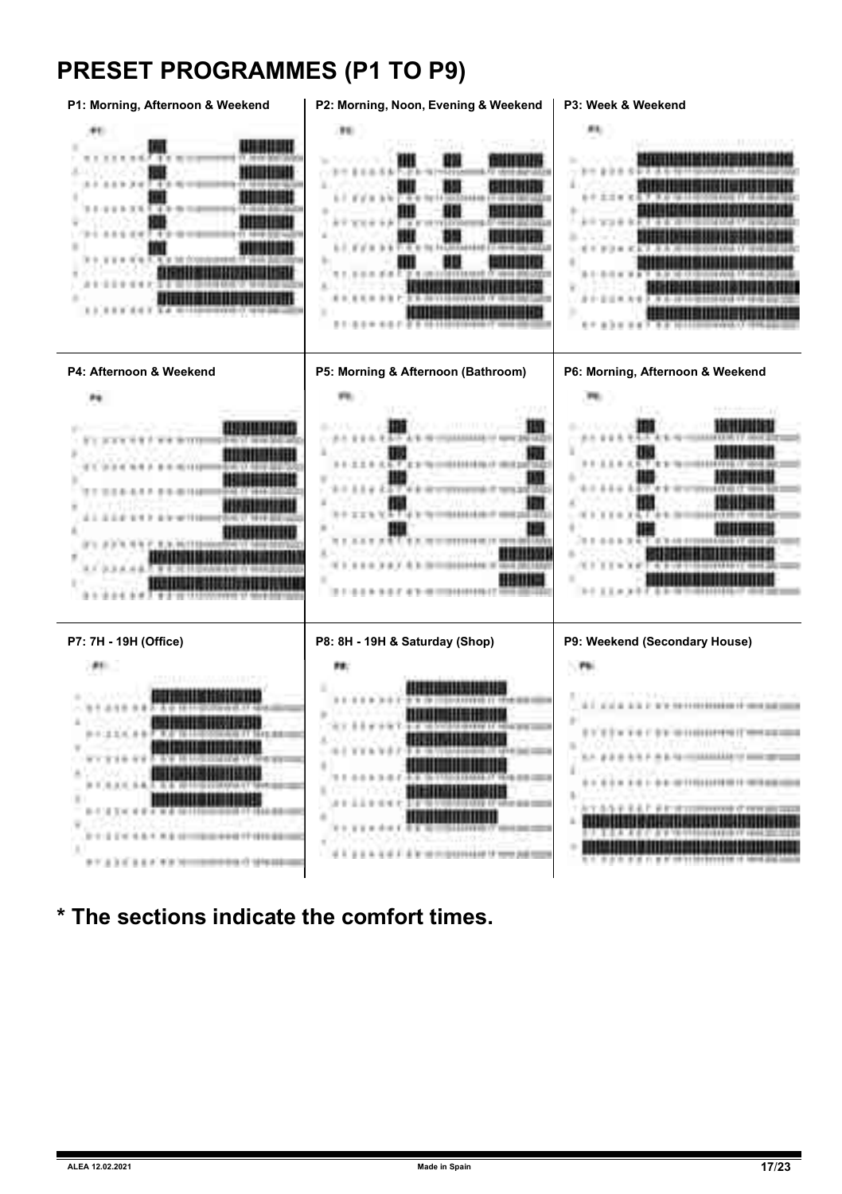# PRESET PROGRAMMES (P1 TO P9)

**P1: Morning, Afternoon & Weekend**

**P2: Morning, Noon, Evening & Weekend**

**P3: Week & Weekend**

**P4: Afternoon & Weekend**

**P5: Morning & Afternoon (Bathroom)**

**P6: Morning, Afternoon & Weekend**

**P7: 7H - 19H (Office)**

**P8: 8H - 19H & Saturday (Shop)**

**P9: Weekend (Secondary House)**

## * The sections indicate the comfort times.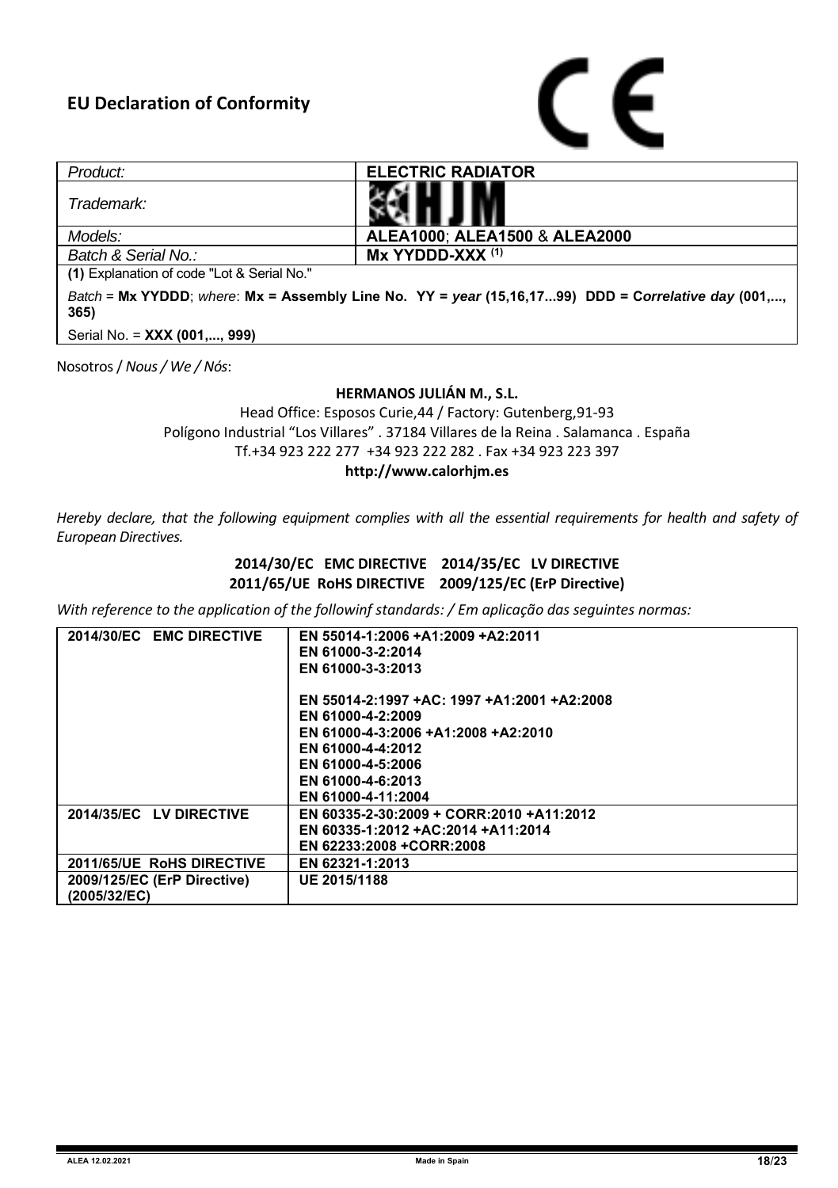## EU Declaration of Conformity

| *Product:* | **ELECTRIC RADIATOR** |
|---|---|
| *Trademark:* | HJM |
| *Models:* | **ALEA1000**; **ALEA1500** & **ALEA2000** |
| *Batch & Serial No.:* | **Mx YYDDD-XXX** [(1)] |

**(1)** Explanation of code "Lot & Serial No."

*Batch* = **Mx YYDDD**; *where*: **Mx = Assembly Line No. YY =** *year* **(15,16,17...99) DDD = C*orrelative day* (001,..., 365)**

Serial No. = **XXX (001,..., 999)**

Nosotros / *Nous / We / Nós*:

**HERMANOS JULIÁN M., S.L.**

Head Office: Esposos Curie,44 / Factory: Gutenberg,91-93
Polígono Industrial "Los Villares" . 37184 Villares de la Reina . Salamanca . España
Tf.+34 923 222 277 +34 923 222 282 . Fax +34 923 223 397
**http://www.calorhjm.es**

*Hereby declare, that the following equipment complies with all the essential requirements for health and safety of European Directives.*

**2014/30/EC EMC DIRECTIVE 2014/35/EC LV DIRECTIVE**
**2011/65/UE RoHS DIRECTIVE 2009/125/EC (ErP Directive)**

*With reference to the application of the followinf standards: / Em aplicação das seguintes normas:*

| Directive | Standards |
|---|---|
| **2014/30/EC EMC DIRECTIVE** | **EN 55014-1:2006 +A1:2009 +A2:2011**<br>**EN 61000-3-2:2014**<br>**EN 61000-3-3:2013**<br><br>**EN 55014-2:1997 +AC: 1997 +A1:2001 +A2:2008**<br>**EN 61000-4-2:2009**<br>**EN 61000-4-3:2006 +A1:2008 +A2:2010**<br>**EN 61000-4-4:2012**<br>**EN 61000-4-5:2006**<br>**EN 61000-4-6:2013**<br>**EN 61000-4-11:2004** |
| **2014/35/EC LV DIRECTIVE** | **EN 60335-2-30:2009 + CORR:2010 +A11:2012**<br>**EN 60335-1:2012 +AC:2014 +A11:2014**<br>**EN 62233:2008 +CORR:2008** |
| **2011/65/UE RoHS DIRECTIVE** | **EN 62321-1:2013** |
| **2009/125/EC (ErP Directive) (2005/32/EC)** | **UE 2015/1188** |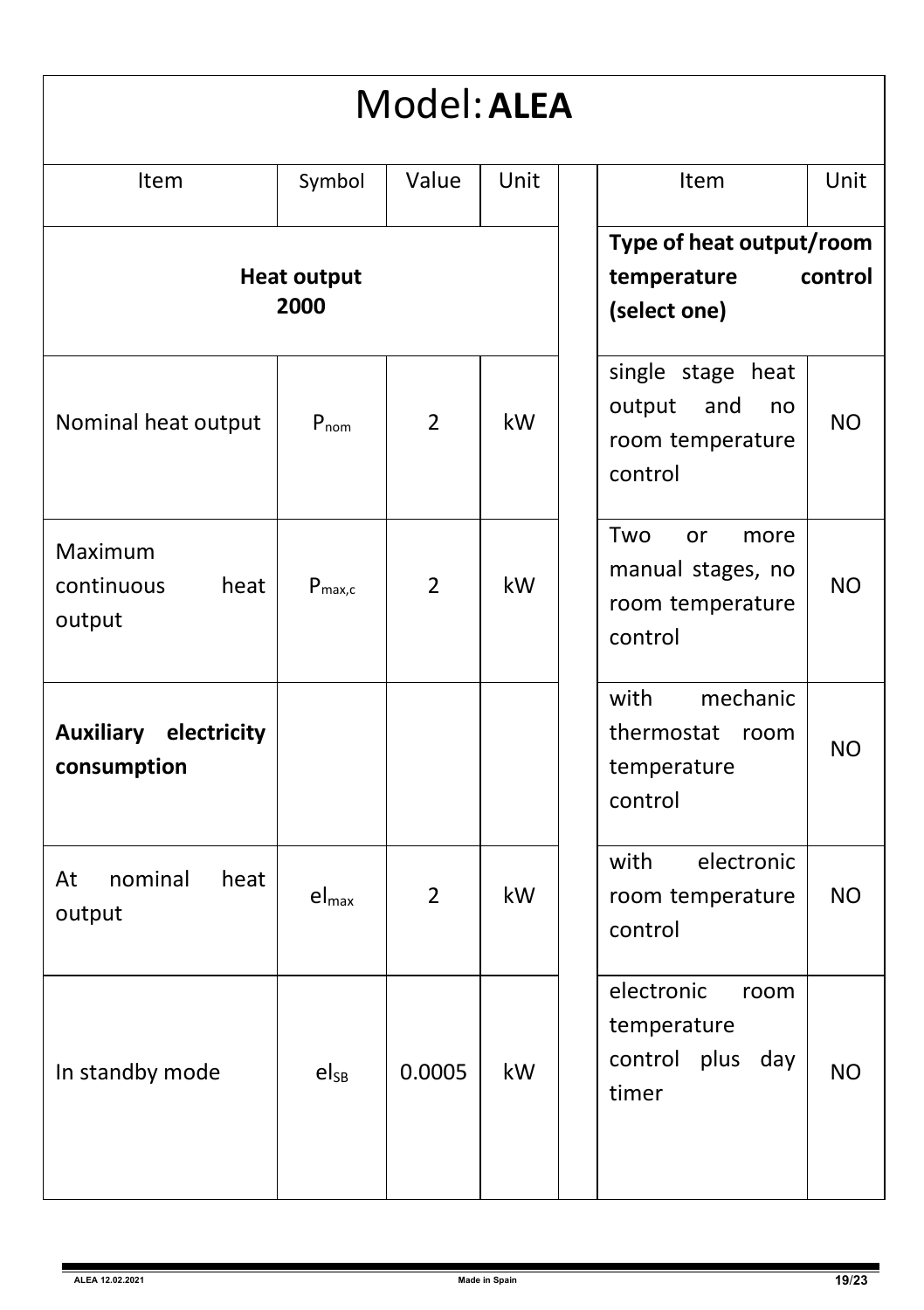# Model: **ALEA**

| Item | Symbol | Value | Unit | | Item | Unit |
|---|---|---|---|---|---|---|
| **Heat output 2000** | | | | | **Type of heat output/room temperature control (select one)** | |
| Nominal heat output | $P_{nom}$ | 2 | kW | | single stage heat output and no room temperature control | NO |
| Maximum continuous heat output | $P_{max,c}$ | 2 | kW | | Two or more manual stages, no room temperature control | NO |
| **Auxiliary electricity consumption** | | | | | with mechanic thermostat room temperature control | NO |
| At nominal heat output | $el_{max}$ | 2 | kW | | with electronic room temperature control | NO |
| In standby mode | $el_{SB}$ | 0.0005 | kW | | electronic room temperature control plus day timer | NO |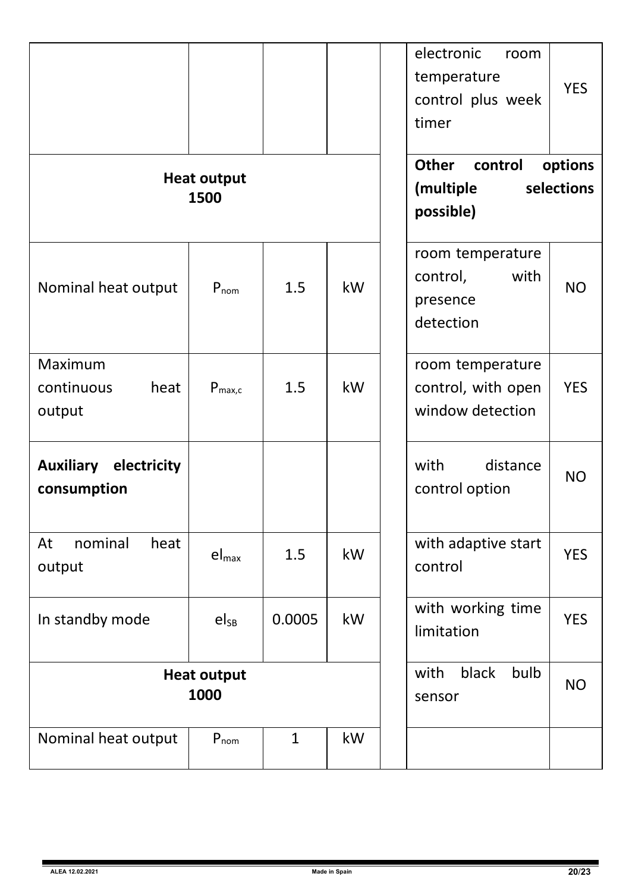| | | | | | | |
|---|---|---|---|---|---|---|
| | | | | | electronic room temperature control plus week timer | YES |
| **Heat output 1500** | | | | | **Other control options (multiple selections possible)** | |
| Nominal heat output | $P_{nom}$ | 1.5 | kW | | room temperature control, with presence detection | NO |
| Maximum continuous heat output | $P_{max,c}$ | 1.5 | kW | | room temperature control, with open window detection | YES |
| **Auxiliary electricity consumption** | | | | | with distance control option | NO |
| At nominal heat output | $el_{max}$ | 1.5 | kW | | with adaptive start control | YES |
| In standby mode | $el_{SB}$ | 0.0005 | kW | | with working time limitation | YES |
| **Heat output 1000** | | | | | with black bulb sensor | NO |
| Nominal heat output | $P_{nom}$ | 1 | kW | | | |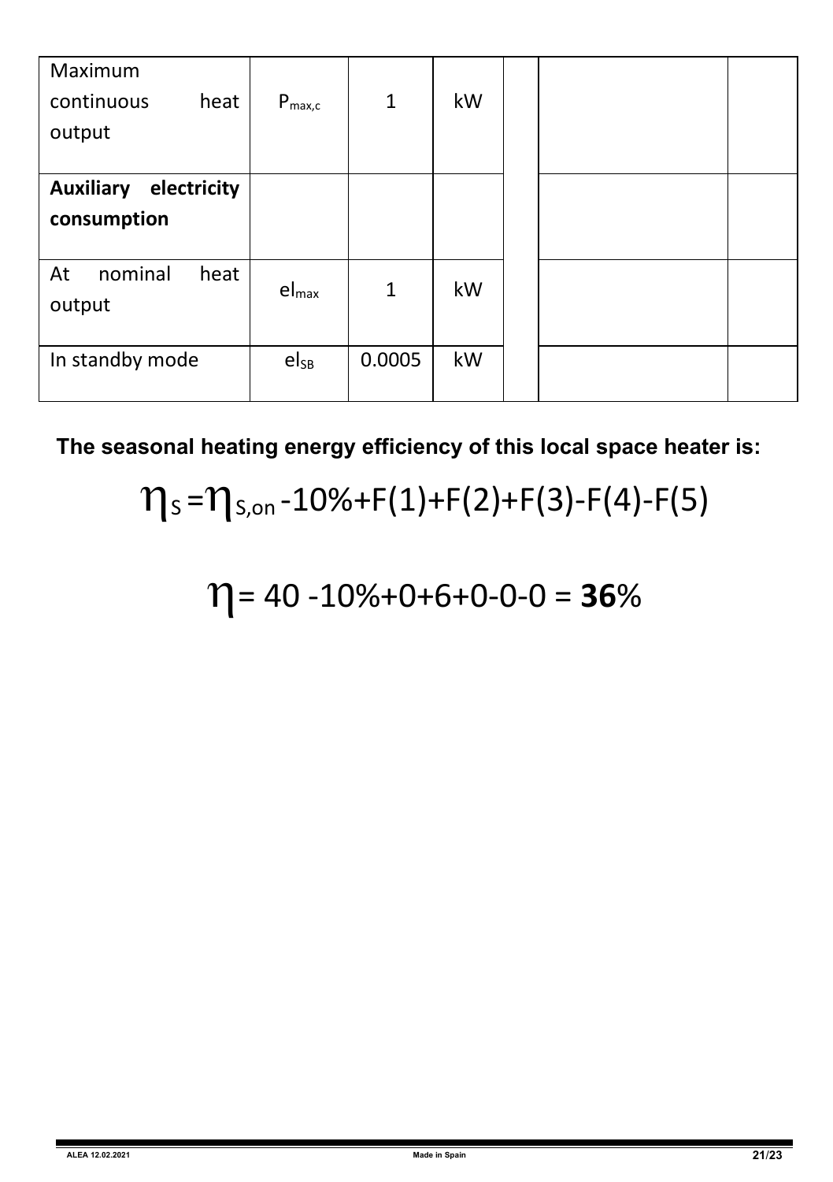| Maximum continuous heat output | $P_{max,c}$ | 1 | kW | | | |
|---|---|---|---|---|---|---|
| **Auxiliary electricity consumption** | | | | | | |
| At nominal heat output | $el_{max}$ | 1 | kW | | | |
| In standby mode | $el_{SB}$ | 0.0005 | kW | | | |

**The seasonal heating energy efficiency of this local space heater is:**

$$\eta_S = \eta_{S,on} - 10\% + F(1) + F(2) + F(3) - F(4) - F(5)$$

$$\eta = 40 - 10\% + 0 + 6 + 0 - 0 - 0 = \mathbf{36}\%$$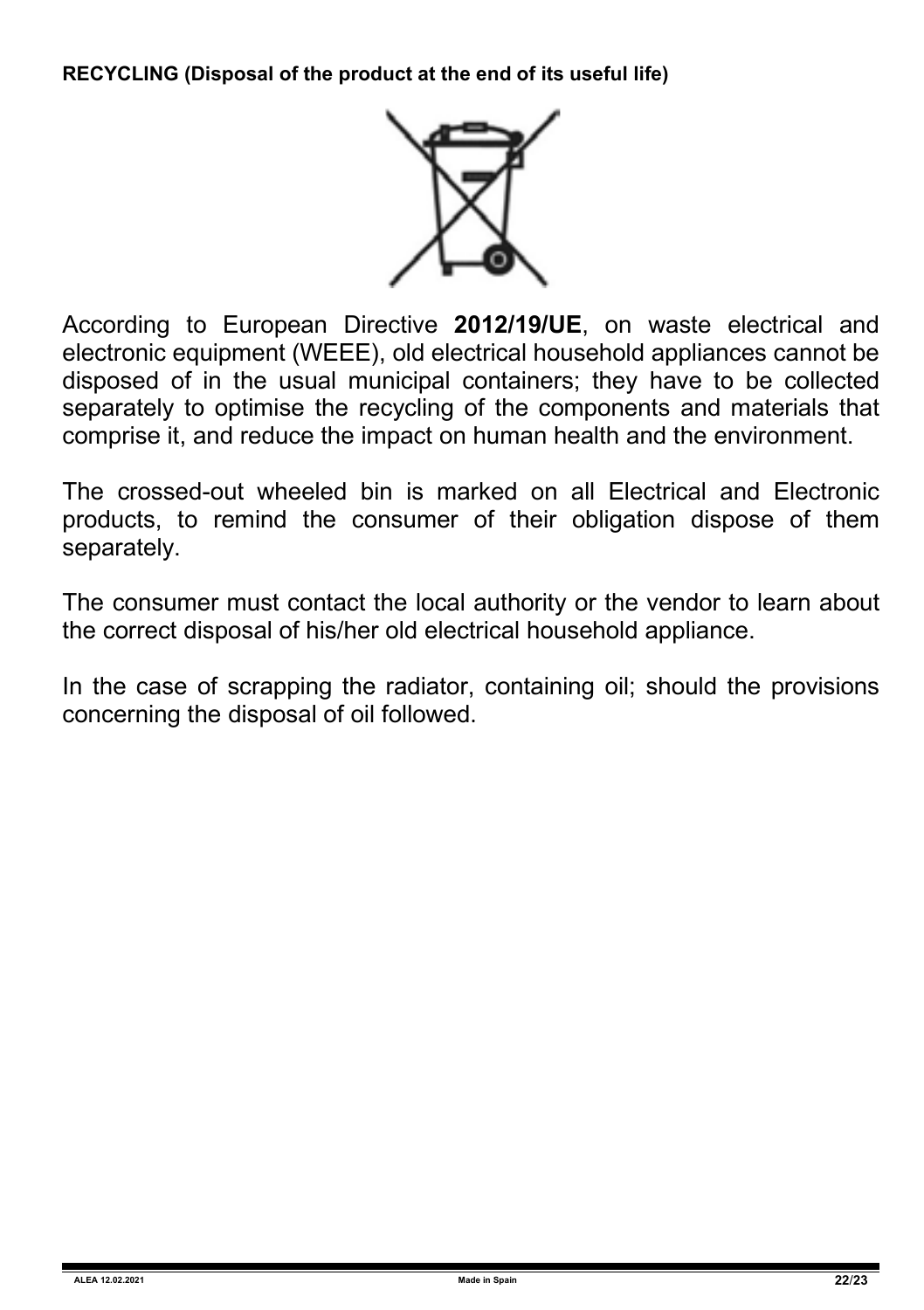**RECYCLING (Disposal of the product at the end of its useful life)**

According to European Directive **2012/19/UE**, on waste electrical and electronic equipment (WEEE), old electrical household appliances cannot be disposed of in the usual municipal containers; they have to be collected separately to optimise the recycling of the components and materials that comprise it, and reduce the impact on human health and the environment.

The crossed-out wheeled bin is marked on all Electrical and Electronic products, to remind the consumer of their obligation dispose of them separately.

The consumer must contact the local authority or the vendor to learn about the correct disposal of his/her old electrical household appliance.

In the case of scrapping the radiator, containing oil; should the provisions concerning the disposal of oil followed.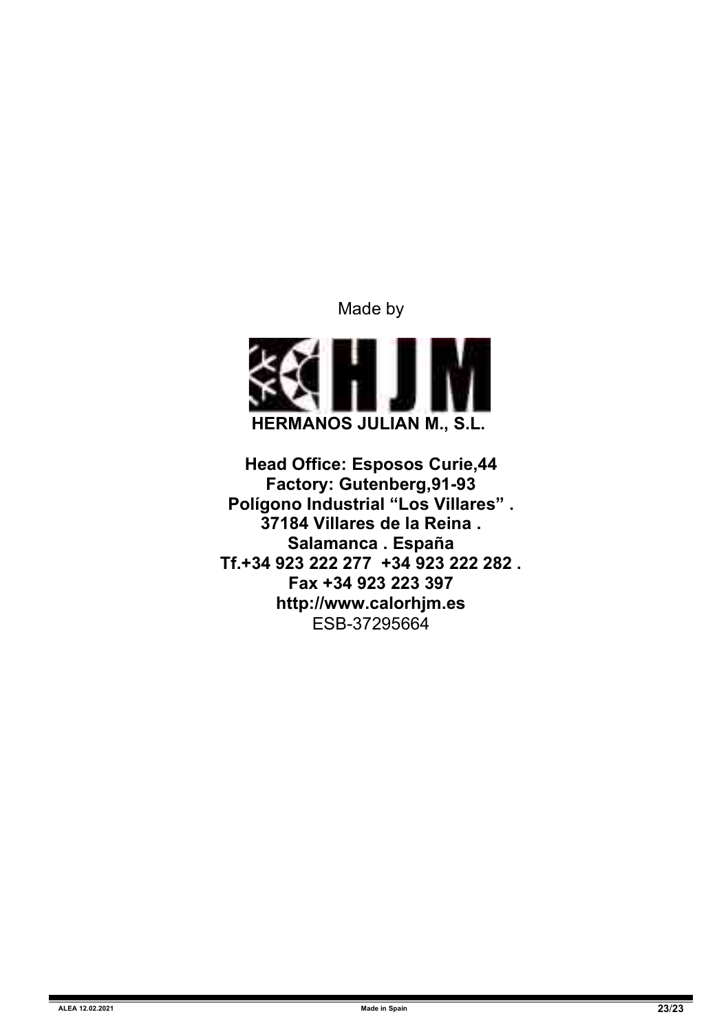Made by

HJM

**HERMANOS JULIAN M., S.L.**

**Head Office: Esposos Curie,44**
**Factory: Gutenberg,91-93**
**Polígono Industrial “Los Villares” .**
**37184 Villares de la Reina .**
**Salamanca . España**
**Tf.+34 923 222 277 +34 923 222 282 .**
**Fax +34 923 223 397**
**http://www.calorhjm.es**
ESB-37295664